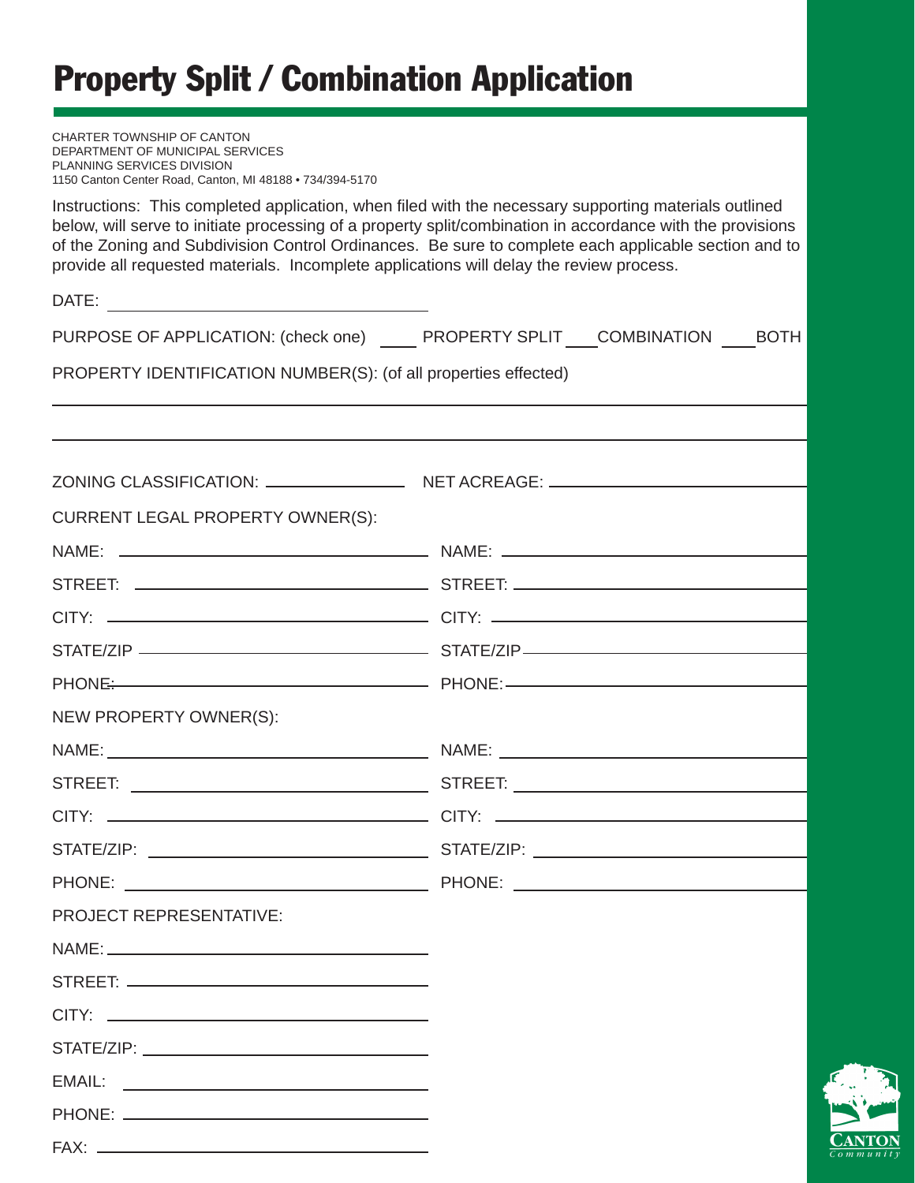# Property Split / Combination Application

CHARTER TOWNSHIP OF CANTON
DEPARTMENT OF MUNICIPAL SERVICES
PLANNING SERVICES DIVISION
1150 Canton Center Road, Canton, MI 48188 • 734/394-5170

Instructions: This completed application, when filed with the necessary supporting materials outlined below, will serve to initiate processing of a property split/combination in accordance with the provisions of the Zoning and Subdivision Control Ordinances. Be sure to complete each applicable section and to provide all requested materials. Incomplete applications will delay the review process.

DATE: ______________________________

PURPOSE OF APPLICATION: (check one) ____ PROPERTY SPLIT ___ COMBINATION ___ BOTH

PROPERTY IDENTIFICATION NUMBER(S): (of all properties effected)

_____________________________________________________________________________

_____________________________________________________________________________

ZONING CLASSIFICATION: ______________ NET ACREAGE: ______________________

CURRENT LEGAL PROPERTY OWNER(S):

NAME: ______________________________ NAME: ______________________________

STREET: ____________________________ STREET: ____________________________

CITY: ______________________________ CITY: ______________________________

STATE/ZIP __________________________ STATE/ZIP __________________________

PHONE: _____________________________ PHONE: _____________________________

NEW PROPERTY OWNER(S):

NAME: ______________________________ NAME: ______________________________

STREET: ____________________________ STREET: ____________________________

CITY: ______________________________ CITY: ______________________________

STATE/ZIP: _________________________ STATE/ZIP: _________________________

PHONE: _____________________________ PHONE: _____________________________

PROJECT REPRESENTATIVE:

NAME: ______________________________

STREET: ____________________________

CITY: ______________________________

STATE/ZIP: _________________________

EMAIL: _____________________________

PHONE: _____________________________

FAX: _______________________________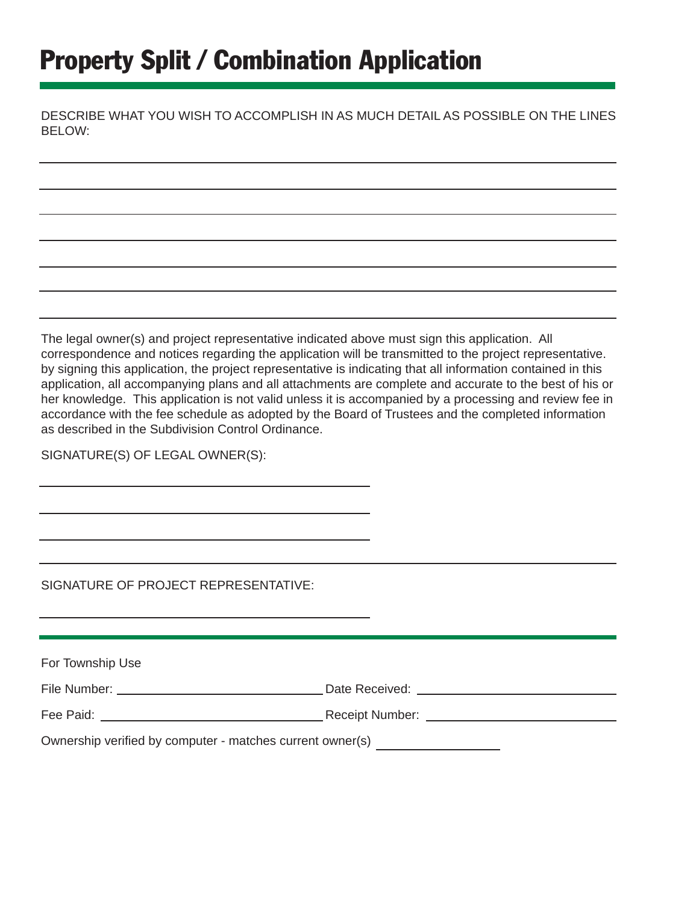# Property Split / Combination Application

DESCRIBE WHAT YOU WISH TO ACCOMPLISH IN AS MUCH DETAIL AS POSSIBLE ON THE LINES BELOW:

______________________________________________________________________________

______________________________________________________________________________

______________________________________________________________________________

______________________________________________________________________________

______________________________________________________________________________

______________________________________________________________________________

______________________________________________________________________________

The legal owner(s) and project representative indicated above must sign this application. All correspondence and notices regarding the application will be transmitted to the project representative. by signing this application, the project representative is indicating that all information contained in this application, all accompanying plans and all attachments are complete and accurate to the best of his or her knowledge. This application is not valid unless it is accompanied by a processing and review fee in accordance with the fee schedule as adopted by the Board of Trustees and the completed information as described in the Subdivision Control Ordinance.

SIGNATURE(S) OF LEGAL OWNER(S):

____________________________________

____________________________________

____________________________________

SIGNATURE OF PROJECT REPRESENTATIVE:

____________________________________

For Township Use

File Number: ____________________ Date Received: ____________________

Fee Paid: ____________________ Receipt Number: ____________________

Ownership verified by computer - matches current owner(s) ____________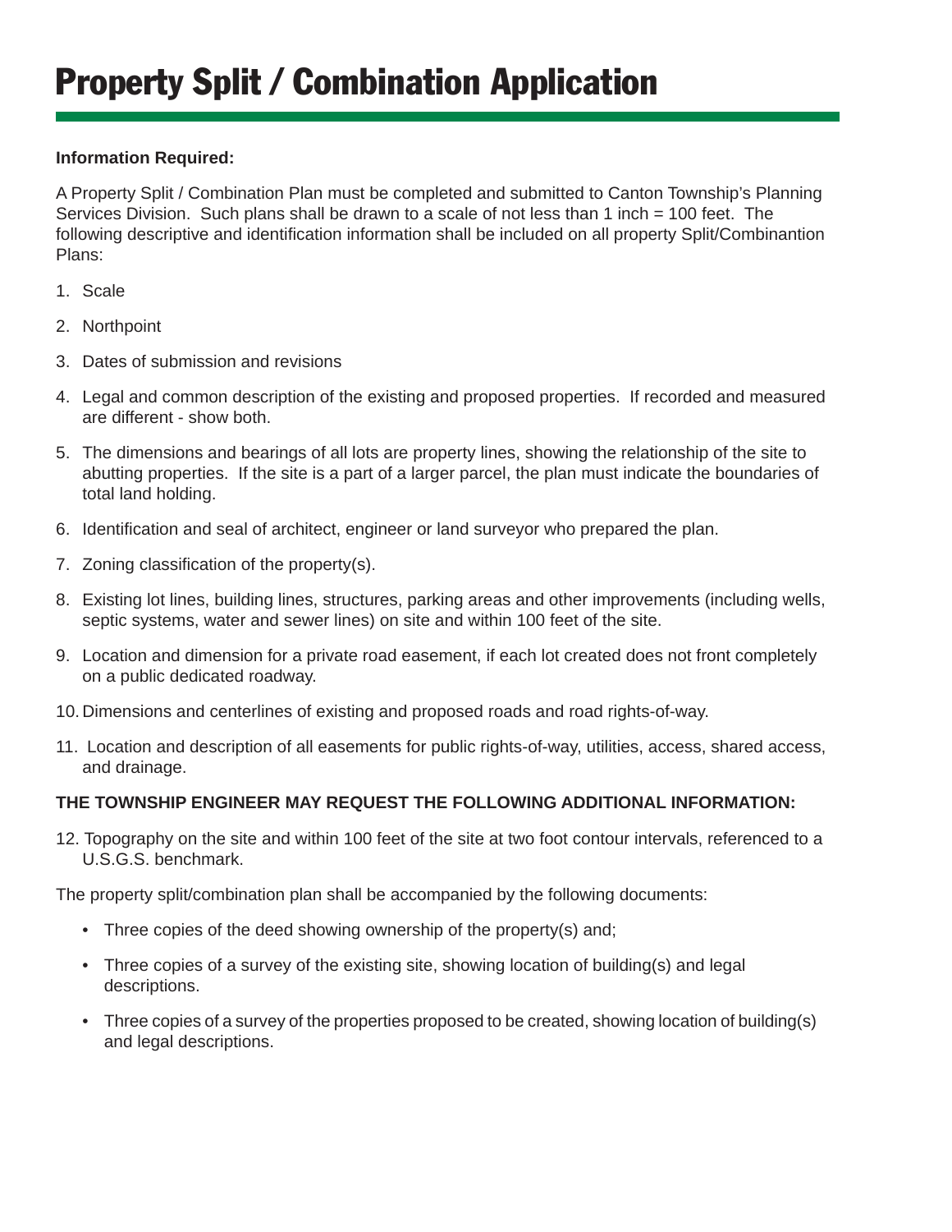# Property Split / Combination Application

**Information Required:**

A Property Split / Combination Plan must be completed and submitted to Canton Township's Planning Services Division. Such plans shall be drawn to a scale of not less than 1 inch = 100 feet. The following descriptive and identification information shall be included on all property Split/Combinantion Plans:

1. Scale
2. Northpoint
3. Dates of submission and revisions
4. Legal and common description of the existing and proposed properties. If recorded and measured are different - show both.
5. The dimensions and bearings of all lots are property lines, showing the relationship of the site to abutting properties. If the site is a part of a larger parcel, the plan must indicate the boundaries of total land holding.
6. Identification and seal of architect, engineer or land surveyor who prepared the plan.
7. Zoning classification of the property(s).
8. Existing lot lines, building lines, structures, parking areas and other improvements (including wells, septic systems, water and sewer lines) on site and within 100 feet of the site.
9. Location and dimension for a private road easement, if each lot created does not front completely on a public dedicated roadway.
10. Dimensions and centerlines of existing and proposed roads and road rights-of-way.
11. Location and description of all easements for public rights-of-way, utilities, access, shared access, and drainage.

**THE TOWNSHIP ENGINEER MAY REQUEST THE FOLLOWING ADDITIONAL INFORMATION:**

12. Topography on the site and within 100 feet of the site at two foot contour intervals, referenced to a U.S.G.S. benchmark.

The property split/combination plan shall be accompanied by the following documents:

- Three copies of the deed showing ownership of the property(s) and;
- Three copies of a survey of the existing site, showing location of building(s) and legal descriptions.
- Three copies of a survey of the properties proposed to be created, showing location of building(s) and legal descriptions.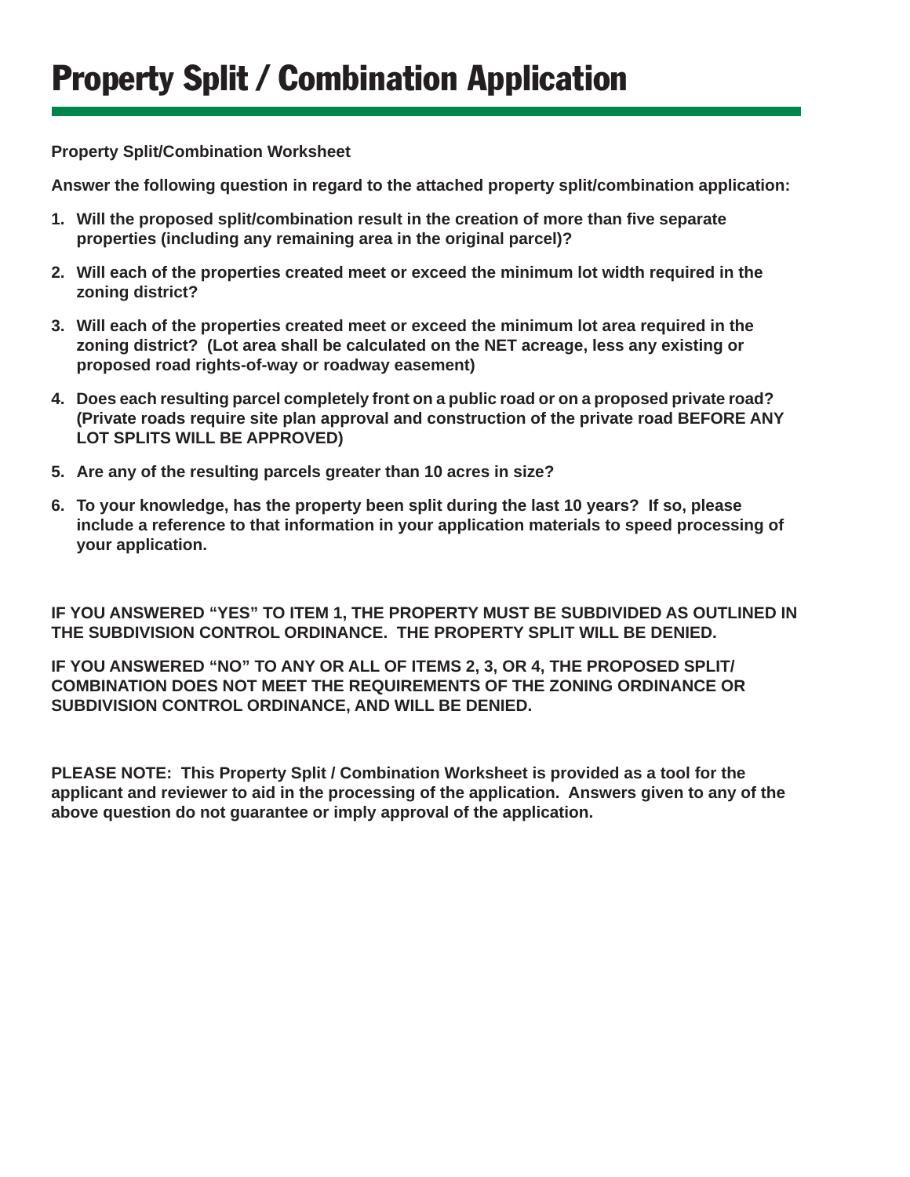# Property Split / Combination Application

**Property Split/Combination Worksheet**

**Answer the following question in regard to the attached property split/combination application:**

1. **Will the proposed split/combination result in the creation of more than five separate properties (including any remaining area in the original parcel)?**
2. **Will each of the properties created meet or exceed the minimum lot width required in the zoning district?**
3. **Will each of the properties created meet or exceed the minimum lot area required in the zoning district? (Lot area shall be calculated on the NET acreage, less any existing or proposed road rights-of-way or roadway easement)**
4. **Does each resulting parcel completely front on a public road or on a proposed private road? (Private roads require site plan approval and construction of the private road BEFORE ANY LOT SPLITS WILL BE APPROVED)**
5. **Are any of the resulting parcels greater than 10 acres in size?**
6. **To your knowledge, has the property been split during the last 10 years? If so, please include a reference to that information in your application materials to speed processing of your application.**

**IF YOU ANSWERED "YES" TO ITEM 1, THE PROPERTY MUST BE SUBDIVIDED AS OUTLINED IN THE SUBDIVISION CONTROL ORDINANCE. THE PROPERTY SPLIT WILL BE DENIED.**

**IF YOU ANSWERED "NO" TO ANY OR ALL OF ITEMS 2, 3, OR 4, THE PROPOSED SPLIT/COMBINATION DOES NOT MEET THE REQUIREMENTS OF THE ZONING ORDINANCE OR SUBDIVISION CONTROL ORDINANCE, AND WILL BE DENIED.**

**PLEASE NOTE: This Property Split / Combination Worksheet is provided as a tool for the applicant and reviewer to aid in the processing of the application. Answers given to any of the above question do not guarantee or imply approval of the application.**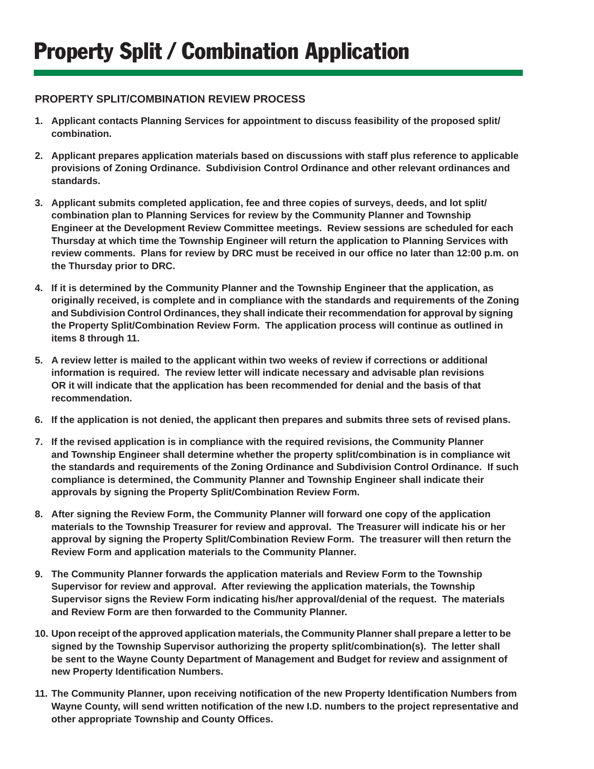# Property Split / Combination Application

## PROPERTY SPLIT/COMBINATION REVIEW PROCESS

1. **Applicant contacts Planning Services for appointment to discuss feasibility of the proposed split/ combination.**

2. **Applicant prepares application materials based on discussions with staff plus reference to applicable provisions of Zoning Ordinance. Subdivision Control Ordinance and other relevant ordinances and standards.**

3. **Applicant submits completed application, fee and three copies of surveys, deeds, and lot split/ combination plan to Planning Services for review by the Community Planner and Township Engineer at the Development Review Committee meetings. Review sessions are scheduled for each Thursday at which time the Township Engineer will return the application to Planning Services with review comments. Plans for review by DRC must be received in our office no later than 12:00 p.m. on the Thursday prior to DRC.**

4. **If it is determined by the Community Planner and the Township Engineer that the application, as originally received, is complete and in compliance with the standards and requirements of the Zoning and Subdivision Control Ordinances, they shall indicate their recommendation for approval by signing the Property Split/Combination Review Form. The application process will continue as outlined in items 8 through 11.**

5. **A review letter is mailed to the applicant within two weeks of review if corrections or additional information is required. The review letter will indicate necessary and advisable plan revisions OR it will indicate that the application has been recommended for denial and the basis of that recommendation.**

6. **If the application is not denied, the applicant then prepares and submits three sets of revised plans.**

7. **If the revised application is in compliance with the required revisions, the Community Planner and Township Engineer shall determine whether the property split/combination is in compliance wit the standards and requirements of the Zoning Ordinance and Subdivision Control Ordinance. If such compliance is determined, the Community Planner and Township Engineer shall indicate their approvals by signing the Property Split/Combination Review Form.**

8. **After signing the Review Form, the Community Planner will forward one copy of the application materials to the Township Treasurer for review and approval. The Treasurer will indicate his or her approval by signing the Property Split/Combination Review Form. The treasurer will then return the Review Form and application materials to the Community Planner.**

9. **The Community Planner forwards the application materials and Review Form to the Township Supervisor for review and approval. After reviewing the application materials, the Township Supervisor signs the Review Form indicating his/her approval/denial of the request. The materials and Review Form are then forwarded to the Community Planner.**

10. **Upon receipt of the approved application materials, the Community Planner shall prepare a letter to be signed by the Township Supervisor authorizing the property split/combination(s). The letter shall be sent to the Wayne County Department of Management and Budget for review and assignment of new Property Identification Numbers.**

11. **The Community Planner, upon receiving notification of the new Property Identification Numbers from Wayne County, will send written notification of the new I.D. numbers to the project representative and other appropriate Township and County Offices.**